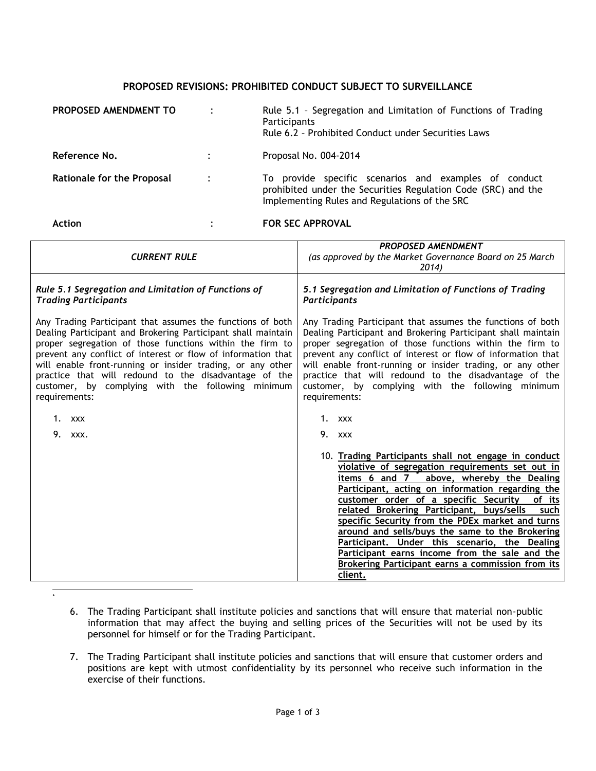## PROPOSED REVISIONS: PROHIBITED CONDUCT SUBJECT TO SURVEILLANCE

| | | |
|---|---|---|
| **PROPOSED AMENDMENT TO** | : | Rule 5.1 – Segregation and Limitation of Functions of Trading Participants<br>Rule 6.2 – Prohibited Conduct under Securities Laws |
| **Reference No.** | : | Proposal No. 004-2014 |
| **Rationale for the Proposal** | : | To provide specific scenarios and examples of conduct prohibited under the Securities Regulation Code (SRC) and the Implementing Rules and Regulations of the SRC |
| **Action** | : | **FOR SEC APPROVAL** |

| *CURRENT RULE* | ***PROPOSED AMENDMENT***<br>*(as approved by the Market Governance Board on 25 March 2014)* |
|---|---|
| ***Rule 5.1 Segregation and Limitation of Functions of Trading Participants*** | ***5.1 Segregation and Limitation of Functions of Trading Participants*** |
| Any Trading Participant that assumes the functions of both Dealing Participant and Brokering Participant shall maintain proper segregation of those functions within the firm to prevent any conflict of interest or flow of information that will enable front-running or insider trading, or any other practice that will redound to the disadvantage of the customer, by complying with the following minimum requirements: | Any Trading Participant that assumes the functions of both Dealing Participant and Brokering Participant shall maintain proper segregation of those functions within the firm to prevent any conflict of interest or flow of information that will enable front-running or insider trading, or any other practice that will redound to the disadvantage of the customer, by complying with the following minimum requirements: |
| 1. xxx<br>9. xxx. | 1. xxx<br>9. xxx<br><br>10. **<u>Trading Participants shall not engage in conduct violative of segregation requirements set out in items 6 and 7 * above, whereby the Dealing Participant, acting on information regarding the customer order of a specific Security of its related Brokering Participant, buys/sells such specific Security from the PDEx market and turns around and sells/buys the same to the Brokering Participant. Under this scenario, the Dealing Participant earns income from the sale and the Brokering Participant earns a commission from its client.</u>** |

\*

6. The Trading Participant shall institute policies and sanctions that will ensure that material non-public information that may affect the buying and selling prices of the Securities will not be used by its personnel for himself or for the Trading Participant.

7. The Trading Participant shall institute policies and sanctions that will ensure that customer orders and positions are kept with utmost confidentiality by its personnel who receive such information in the exercise of their functions.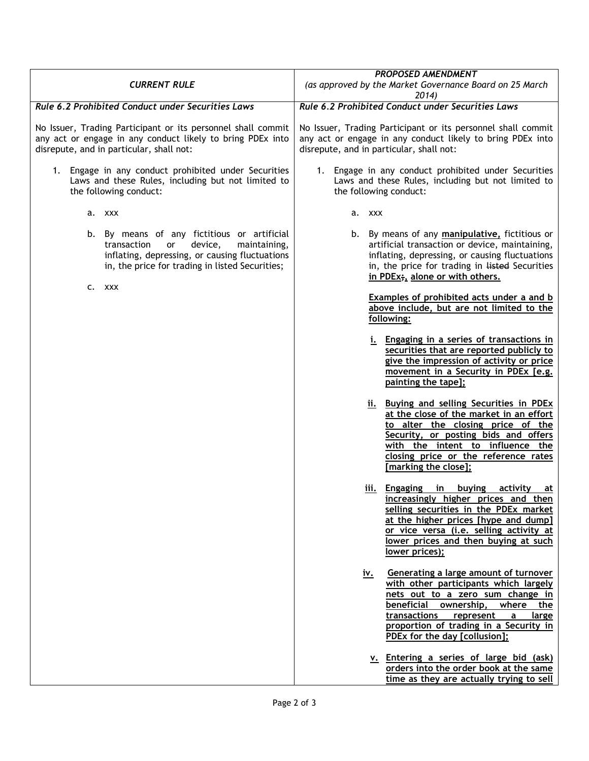| *CURRENT RULE* | *PROPOSED AMENDMENT (as approved by the Market Governance Board on 25 March 2014)* |
|---|---|
| ***Rule 6.2 Prohibited Conduct under Securities Laws*** | ***Rule 6.2 Prohibited Conduct under Securities Laws*** |
| No Issuer, Trading Participant or its personnel shall commit any act or engage in any conduct likely to bring PDEx into disrepute, and in particular, shall not: | No Issuer, Trading Participant or its personnel shall commit any act or engage in any conduct likely to bring PDEx into disrepute, and in particular, shall not: |
| 1. Engage in any conduct prohibited under Securities Laws and these Rules, including but not limited to the following conduct: | 1. Engage in any conduct prohibited under Securities Laws and these Rules, including but not limited to the following conduct: |
| a. xxx | a. xxx |
| b. By means of any fictitious or artificial transaction or device, maintaining, inflating, depressing, or causing fluctuations in, the price for trading in listed Securities; | b. By means of any <u>**manipulative,**</u> fictitious or artificial transaction or device, maintaining, inflating, depressing, or causing fluctuations in, the price for trading in ~~listed~~ Securities <u>**in PDEx**</u>~~;~~<u>**, alone or with others.**</u> |
| c. xxx | <u>**Examples of prohibited acts under a and b above include, but are not limited to the following:**</u> |
| | <u>**i. Engaging in a series of transactions in securities that are reported publicly to give the impression of activity or price movement in a Security in PDEx [e.g. painting the tape];**</u> |
| | <u>**ii. Buying and selling Securities in PDEx at the close of the market in an effort to alter the closing price of the Security, or posting bids and offers with the intent to influence the closing price or the reference rates [marking the close];**</u> |
| | <u>**iii. Engaging in buying activity at increasingly higher prices and then selling securities in the PDEx market at the higher prices [hype and dump] or vice versa (i.e. selling activity at lower prices and then buying at such lower prices);**</u> |
| | <u>**iv. Generating a large amount of turnover with other participants which largely nets out to a zero sum change in beneficial ownership, where the transactions represent a large proportion of trading in a Security in PDEx for the day [collusion];**</u> |
| | <u>**v. Entering a series of large bid (ask) orders into the order book at the same time as they are actually trying to sell**</u> |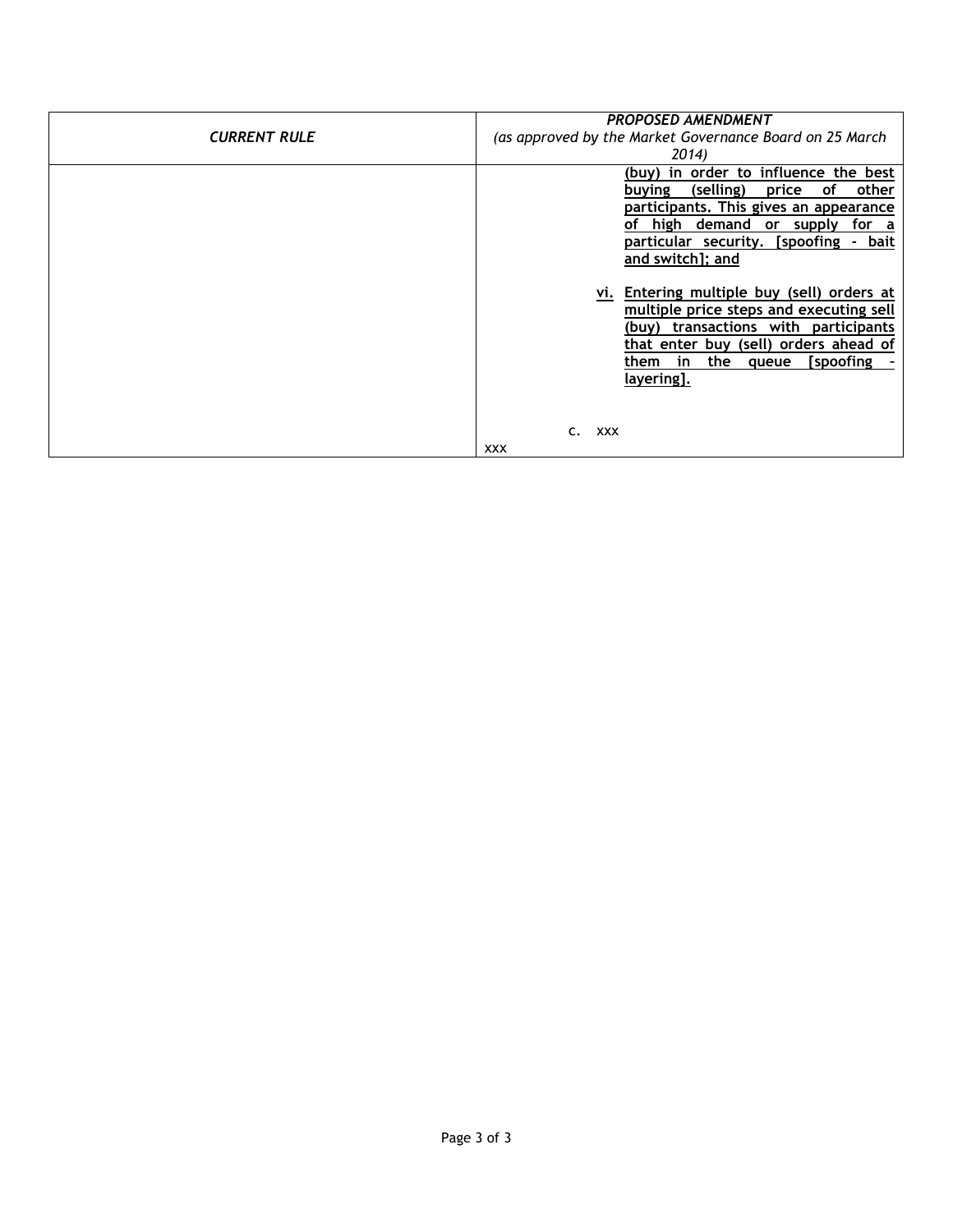| *CURRENT RULE* | ***PROPOSED AMENDMENT*** *(as approved by the Market Governance Board on 25 March 2014)* |
|---|---|
| | **<u>(buy) in order to influence the best buying (selling) price of other participants. This gives an appearance of high demand or supply for a particular security. [spoofing - bait and switch]; and</u>**<br><br>**<u>vi. Entering multiple buy (sell) orders at multiple price steps and executing sell (buy) transactions with participants that enter buy (sell) orders ahead of them in the queue [spoofing – layering].</u>**<br><br>c. xxx<br><br>xxx |